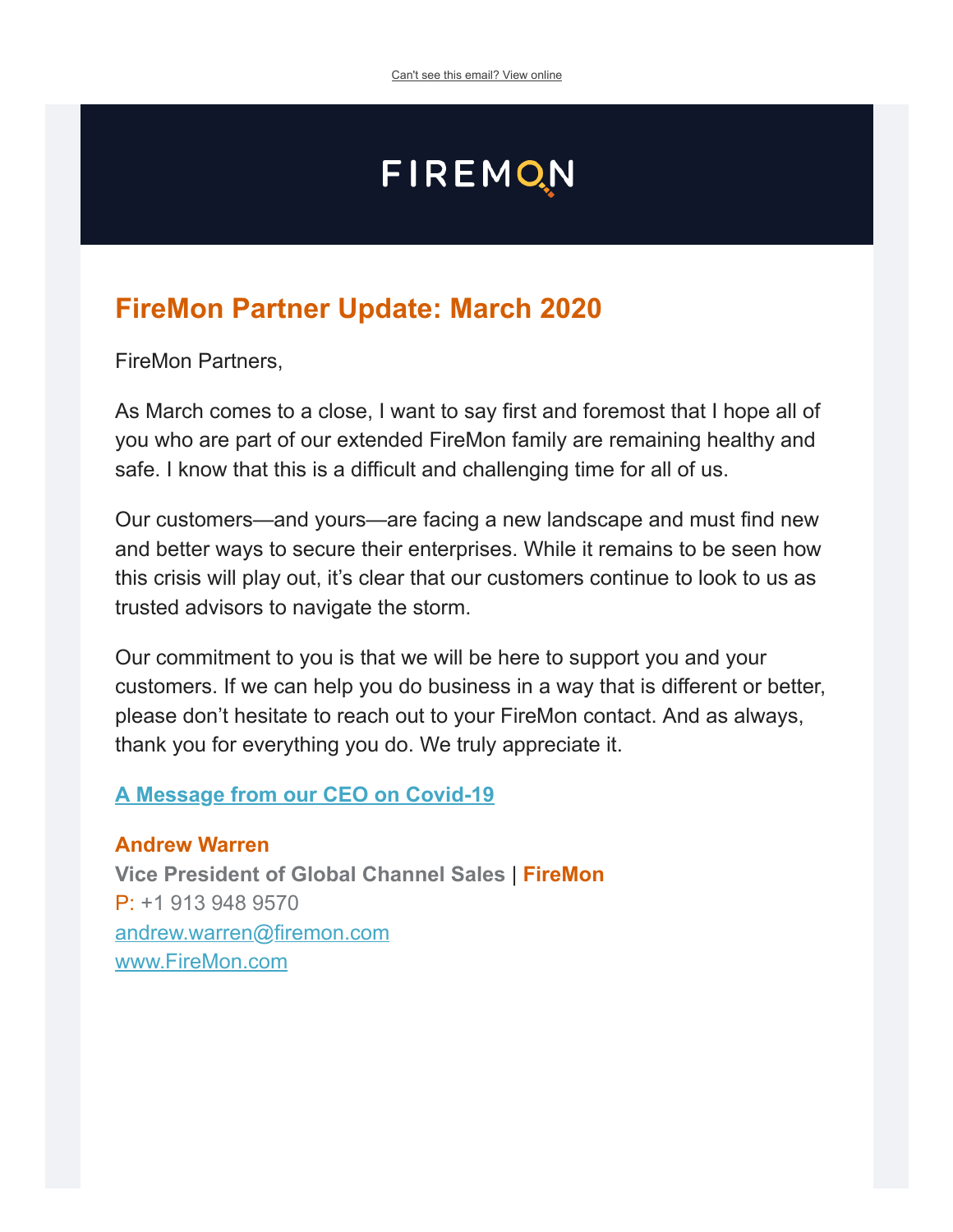Can't see this email? View online

FIREMON

## FireMon Partner Update: March 2020

FireMon Partners,

As March comes to a close, I want to say first and foremost that I hope all of you who are part of our extended FireMon family are remaining healthy and safe. I know that this is a difficult and challenging time for all of us.

Our customers—and yours—are facing a new landscape and must find new and better ways to secure their enterprises. While it remains to be seen how this crisis will play out, it's clear that our customers continue to look to us as trusted advisors to navigate the storm.

Our commitment to you is that we will be here to support you and your customers. If we can help you do business in a way that is different or better, please don't hesitate to reach out to your FireMon contact. And as always, thank you for everything you do. We truly appreciate it.

**A Message from our CEO on Covid-19**

**Andrew Warren**
**Vice President of Global Channel Sales** | **FireMon**
P: +1 913 948 9570
andrew.warren@firemon.com
www.FireMon.com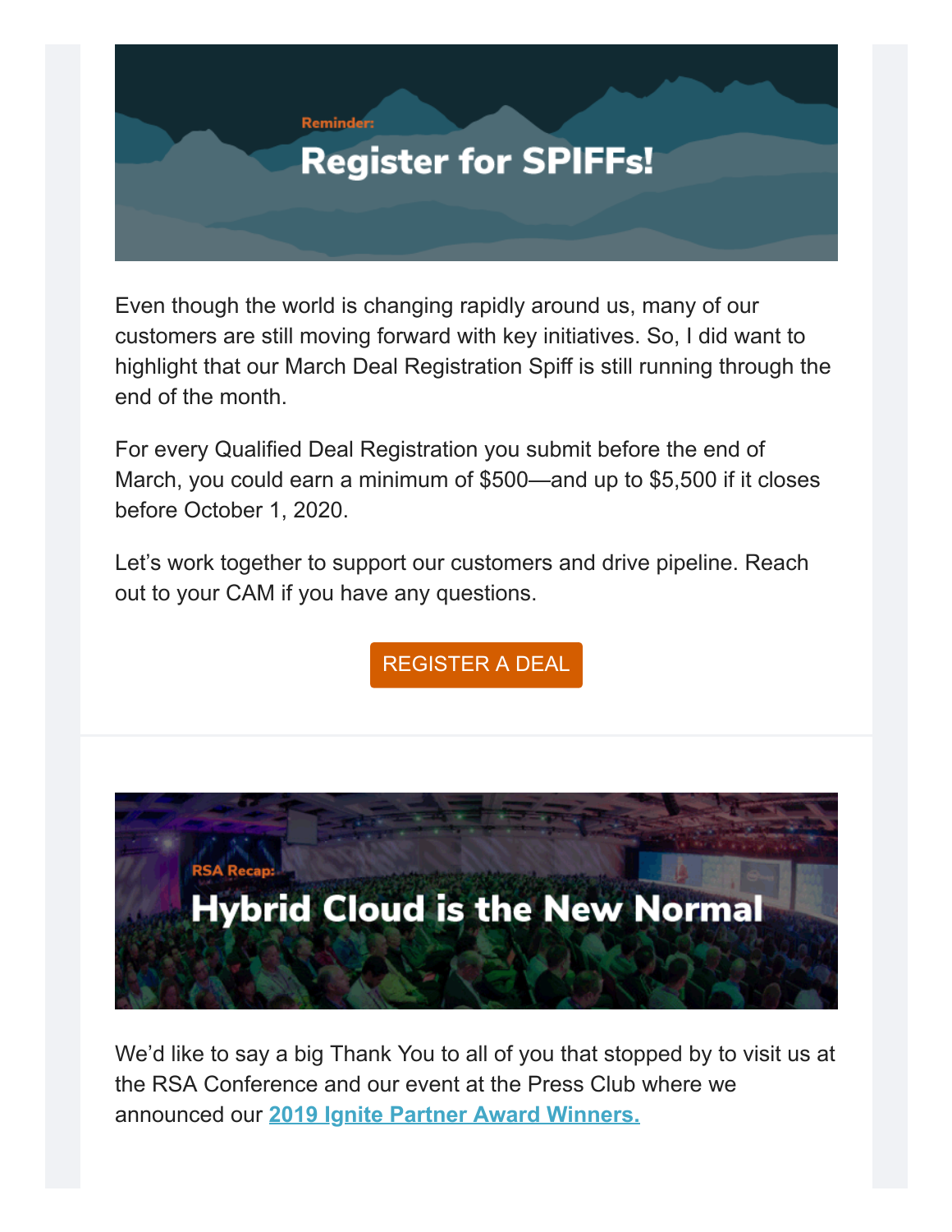Reminder:

# Register for SPIFFs!

Even though the world is changing rapidly around us, many of our customers are still moving forward with key initiatives. So, I did want to highlight that our March Deal Registration Spiff is still running through the end of the month.

For every Qualified Deal Registration you submit before the end of March, you could earn a minimum of $500—and up to $5,500 if it closes before October 1, 2020.

Let's work together to support our customers and drive pipeline. Reach out to your CAM if you have any questions.

REGISTER A DEAL

RSA Recap:

# Hybrid Cloud is the New Normal

We'd like to say a big Thank You to all of you that stopped by to visit us at the RSA Conference and our event at the Press Club where we announced our **2019 Ignite Partner Award Winners.**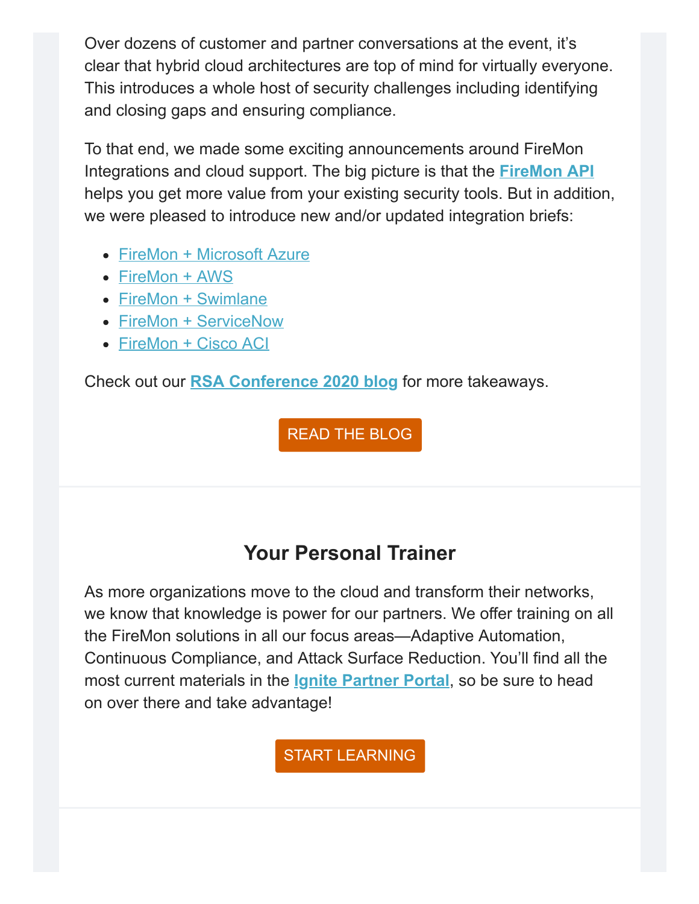Over dozens of customer and partner conversations at the event, it's clear that hybrid cloud architectures are top of mind for virtually everyone. This introduces a whole host of security challenges including identifying and closing gaps and ensuring compliance.

To that end, we made some exciting announcements around FireMon Integrations and cloud support. The big picture is that the **FireMon API** helps you get more value from your existing security tools. But in addition, we were pleased to introduce new and/or updated integration briefs:

- FireMon + Microsoft Azure
- FireMon + AWS
- FireMon + Swimlane
- FireMon + ServiceNow
- FireMon + Cisco ACI

Check out our **RSA Conference 2020 blog** for more takeaways.

READ THE BLOG

## Your Personal Trainer

As more organizations move to the cloud and transform their networks, we know that knowledge is power for our partners. We offer training on all the FireMon solutions in all our focus areas—Adaptive Automation, Continuous Compliance, and Attack Surface Reduction. You'll find all the most current materials in the **Ignite Partner Portal**, so be sure to head on over there and take advantage!

START LEARNING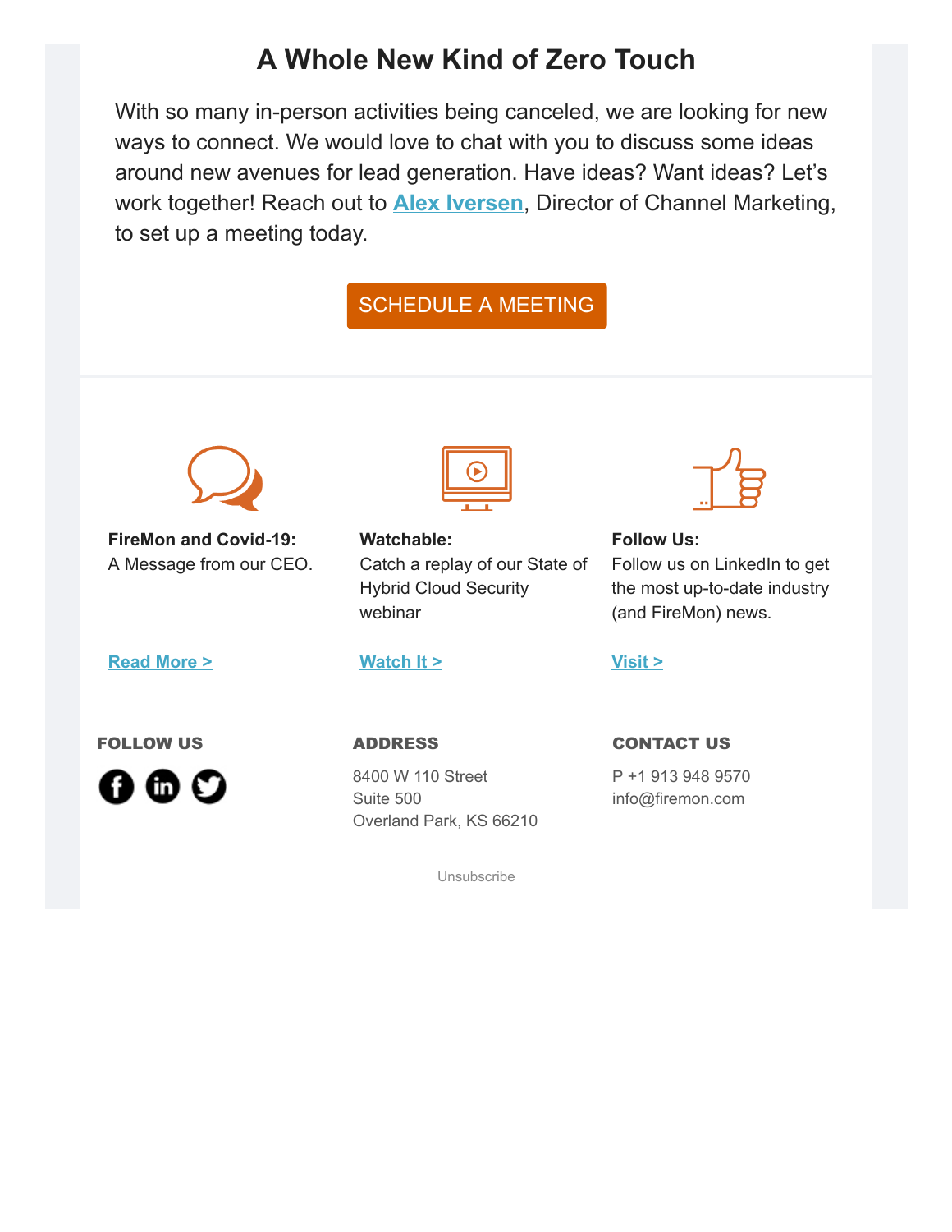# A Whole New Kind of Zero Touch

With so many in-person activities being canceled, we are looking for new ways to connect. We would love to chat with you to discuss some ideas around new avenues for lead generation. Have ideas? Want ideas? Let's work together! Reach out to **Alex Iversen**, Director of Channel Marketing, to set up a meeting today.

SCHEDULE A MEETING

**FireMon and Covid-19:**
A Message from our CEO.

**Read More >**

**Watchable:**
Catch a replay of our State of Hybrid Cloud Security webinar

**Watch It >**

**Follow Us:**
Follow us on LinkedIn to get the most up-to-date industry (and FireMon) news.

**Visit >**

**FOLLOW US**

**ADDRESS**

8400 W 110 Street
Suite 500
Overland Park, KS 66210

**CONTACT US**

P +1 913 948 9570
info@firemon.com

Unsubscribe